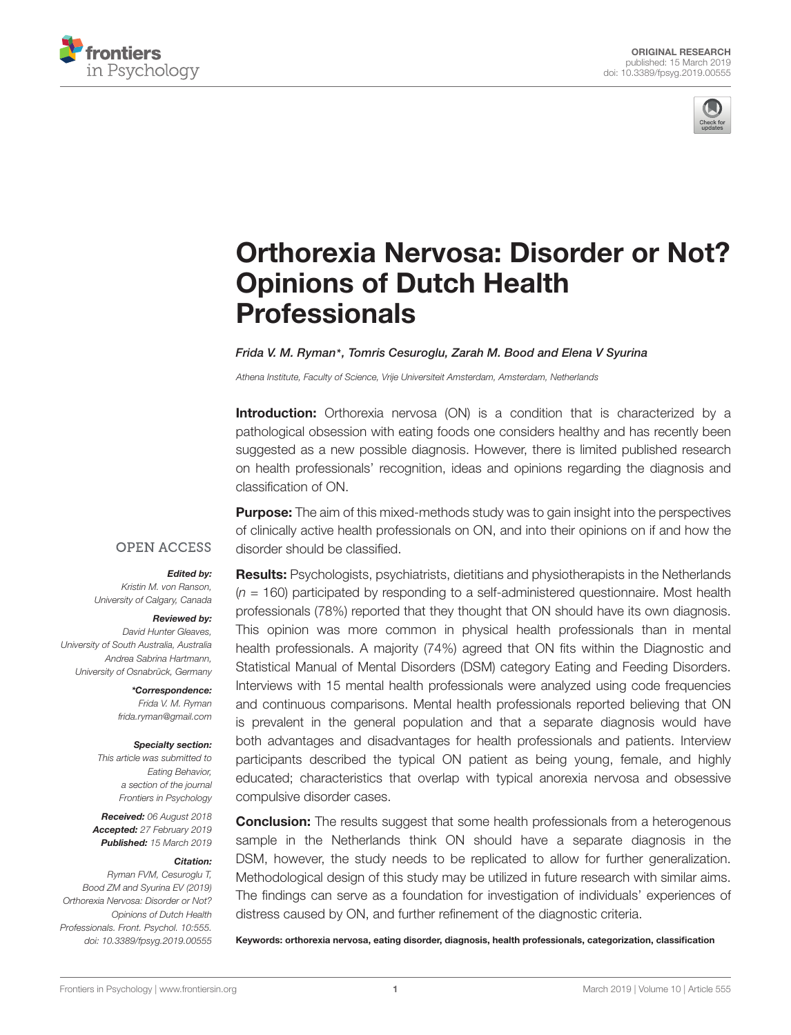ORIGINAL RESEARCH
published: 15 March 2019
doi: 10.3389/fpsyg.2019.00555

# Orthorexia Nervosa: Disorder or Not? Opinions of Dutch Health Professionals

*Frida V. M. Ryman\*, Tomris Cesuroglu, Zarah M. Bood and Elena V Syurina*

*Athena Institute, Faculty of Science, Vrije Universiteit Amsterdam, Amsterdam, Netherlands*

**Introduction:** Orthorexia nervosa (ON) is a condition that is characterized by a pathological obsession with eating foods one considers healthy and has recently been suggested as a new possible diagnosis. However, there is limited published research on health professionals' recognition, ideas and opinions regarding the diagnosis and classification of ON.

**Purpose:** The aim of this mixed-methods study was to gain insight into the perspectives of clinically active health professionals on ON, and into their opinions on if and how the disorder should be classified.

**Results:** Psychologists, psychiatrists, dietitians and physiotherapists in the Netherlands ($n$ = 160) participated by responding to a self-administered questionnaire. Most health professionals (78%) reported that they thought that ON should have its own diagnosis. This opinion was more common in physical health professionals than in mental health professionals. A majority (74%) agreed that ON fits within the Diagnostic and Statistical Manual of Mental Disorders (DSM) category Eating and Feeding Disorders. Interviews with 15 mental health professionals were analyzed using code frequencies and continuous comparisons. Mental health professionals reported believing that ON is prevalent in the general population and that a separate diagnosis would have both advantages and disadvantages for health professionals and patients. Interview participants described the typical ON patient as being young, female, and highly educated; characteristics that overlap with typical anorexia nervosa and obsessive compulsive disorder cases.

**Conclusion:** The results suggest that some health professionals from a heterogenous sample in the Netherlands think ON should have a separate diagnosis in the DSM, however, the study needs to be replicated to allow for further generalization. Methodological design of this study may be utilized in future research with similar aims. The findings can serve as a foundation for investigation of individuals' experiences of distress caused by ON, and further refinement of the diagnostic criteria.

**Keywords: orthorexia nervosa, eating disorder, diagnosis, health professionals, categorization, classification**

OPEN ACCESS

***Edited by:***
*Kristin M. von Ranson,*
*University of Calgary, Canada*

***Reviewed by:***
*David Hunter Gleaves,*
*University of South Australia, Australia*
*Andrea Sabrina Hartmann,*
*University of Osnabrück, Germany*

***\*Correspondence:***
*Frida V. M. Ryman*
*frida.ryman@gmail.com*

***Specialty section:***
*This article was submitted to Eating Behavior, a section of the journal Frontiers in Psychology*

***Received:*** *06 August 2018*
***Accepted:*** *27 February 2019*
***Published:*** *15 March 2019*

***Citation:***
*Ryman FVM, Cesuroglu T, Bood ZM and Syurina EV (2019) Orthorexia Nervosa: Disorder or Not? Opinions of Dutch Health Professionals. Front. Psychol. 10:555. doi: 10.3389/fpsyg.2019.00555*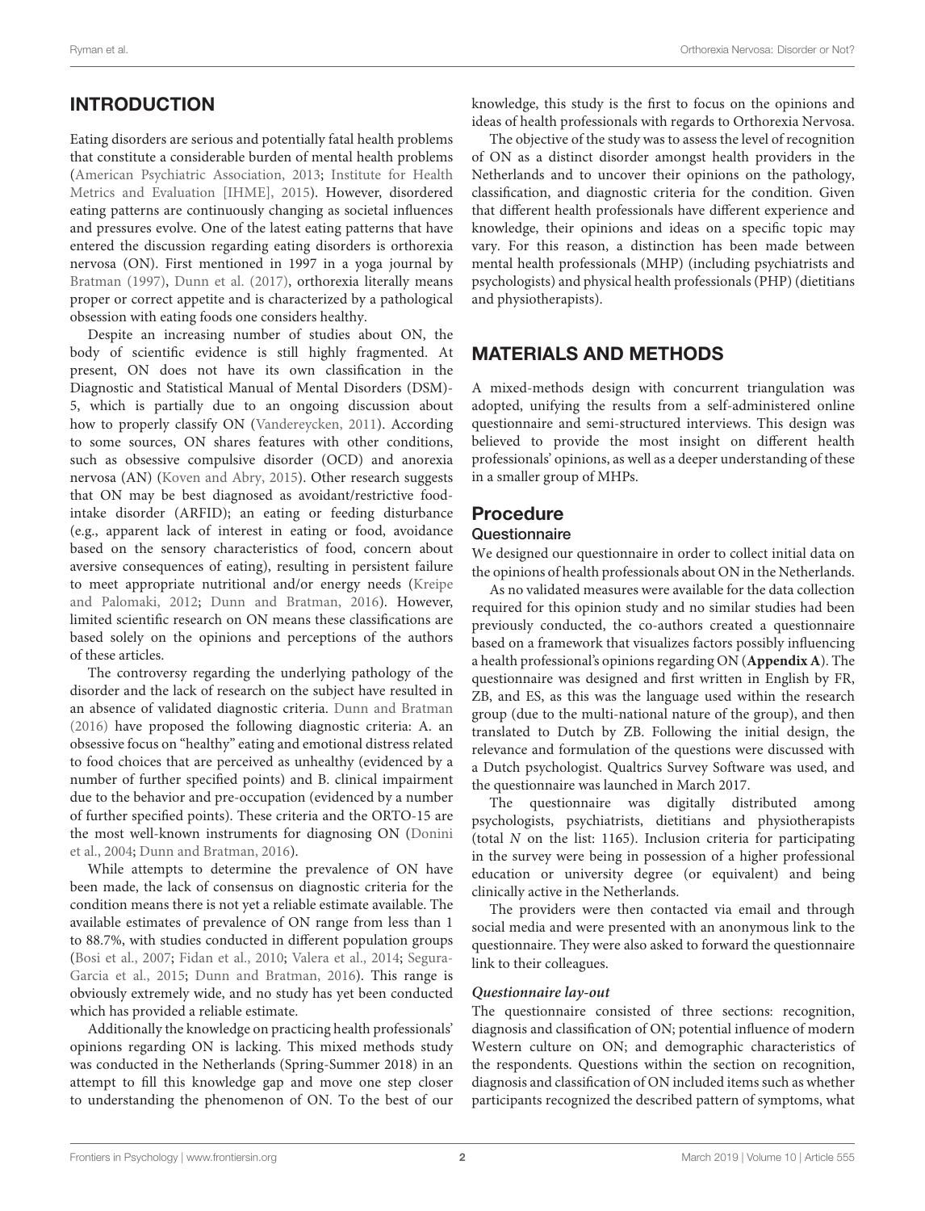## INTRODUCTION

Eating disorders are serious and potentially fatal health problems that constitute a considerable burden of mental health problems (American Psychiatric Association, 2013; Institute for Health Metrics and Evaluation [IHME], 2015). However, disordered eating patterns are continuously changing as societal influences and pressures evolve. One of the latest eating patterns that have entered the discussion regarding eating disorders is orthorexia nervosa (ON). First mentioned in 1997 in a yoga journal by Bratman (1997), Dunn et al. (2017), orthorexia literally means proper or correct appetite and is characterized by a pathological obsession with eating foods one considers healthy.

Despite an increasing number of studies about ON, the body of scientific evidence is still highly fragmented. At present, ON does not have its own classification in the Diagnostic and Statistical Manual of Mental Disorders (DSM)-5, which is partially due to an ongoing discussion about how to properly classify ON (Vandereycken, 2011). According to some sources, ON shares features with other conditions, such as obsessive compulsive disorder (OCD) and anorexia nervosa (AN) (Koven and Abry, 2015). Other research suggests that ON may be best diagnosed as avoidant/restrictive food-intake disorder (ARFID); an eating or feeding disturbance (e.g., apparent lack of interest in eating or food, avoidance based on the sensory characteristics of food, concern about aversive consequences of eating), resulting in persistent failure to meet appropriate nutritional and/or energy needs (Kreipe and Palomaki, 2012; Dunn and Bratman, 2016). However, limited scientific research on ON means these classifications are based solely on the opinions and perceptions of the authors of these articles.

The controversy regarding the underlying pathology of the disorder and the lack of research on the subject have resulted in an absence of validated diagnostic criteria. Dunn and Bratman (2016) have proposed the following diagnostic criteria: A. an obsessive focus on "healthy" eating and emotional distress related to food choices that are perceived as unhealthy (evidenced by a number of further specified points) and B. clinical impairment due to the behavior and pre-occupation (evidenced by a number of further specified points). These criteria and the ORTO-15 are the most well-known instruments for diagnosing ON (Donini et al., 2004; Dunn and Bratman, 2016).

While attempts to determine the prevalence of ON have been made, the lack of consensus on diagnostic criteria for the condition means there is not yet a reliable estimate available. The available estimates of prevalence of ON range from less than 1 to 88.7%, with studies conducted in different population groups (Bosi et al., 2007; Fidan et al., 2010; Valera et al., 2014; Segura-Garcia et al., 2015; Dunn and Bratman, 2016). This range is obviously extremely wide, and no study has yet been conducted which has provided a reliable estimate.

Additionally the knowledge on practicing health professionals' opinions regarding ON is lacking. This mixed methods study was conducted in the Netherlands (Spring-Summer 2018) in an attempt to fill this knowledge gap and move one step closer to understanding the phenomenon of ON. To the best of our knowledge, this study is the first to focus on the opinions and ideas of health professionals with regards to Orthorexia Nervosa.

The objective of the study was to assess the level of recognition of ON as a distinct disorder amongst health providers in the Netherlands and to uncover their opinions on the pathology, classification, and diagnostic criteria for the condition. Given that different health professionals have different experience and knowledge, their opinions and ideas on a specific topic may vary. For this reason, a distinction has been made between mental health professionals (MHP) (including psychiatrists and psychologists) and physical health professionals (PHP) (dietitians and physiotherapists).

## MATERIALS AND METHODS

A mixed-methods design with concurrent triangulation was adopted, unifying the results from a self-administered online questionnaire and semi-structured interviews. This design was believed to provide the most insight on different health professionals' opinions, as well as a deeper understanding of these in a smaller group of MHPs.

### Procedure

#### Questionnaire

We designed our questionnaire in order to collect initial data on the opinions of health professionals about ON in the Netherlands.

As no validated measures were available for the data collection required for this opinion study and no similar studies had been previously conducted, the co-authors created a questionnaire based on a framework that visualizes factors possibly influencing a health professional's opinions regarding ON (**Appendix A**). The questionnaire was designed and first written in English by FR, ZB, and ES, as this was the language used within the research group (due to the multi-national nature of the group), and then translated to Dutch by ZB. Following the initial design, the relevance and formulation of the questions were discussed with a Dutch psychologist. Qualtrics Survey Software was used, and the questionnaire was launched in March 2017.

The questionnaire was digitally distributed among psychologists, psychiatrists, dietitians and physiotherapists (total *N* on the list: 1165). Inclusion criteria for participating in the survey were being in possession of a higher professional education or university degree (or equivalent) and being clinically active in the Netherlands.

The providers were then contacted via email and through social media and were presented with an anonymous link to the questionnaire. They were also asked to forward the questionnaire link to their colleagues.

##### *Questionnaire lay-out*

The questionnaire consisted of three sections: recognition, diagnosis and classification of ON; potential influence of modern Western culture on ON; and demographic characteristics of the respondents. Questions within the section on recognition, diagnosis and classification of ON included items such as whether participants recognized the described pattern of symptoms, what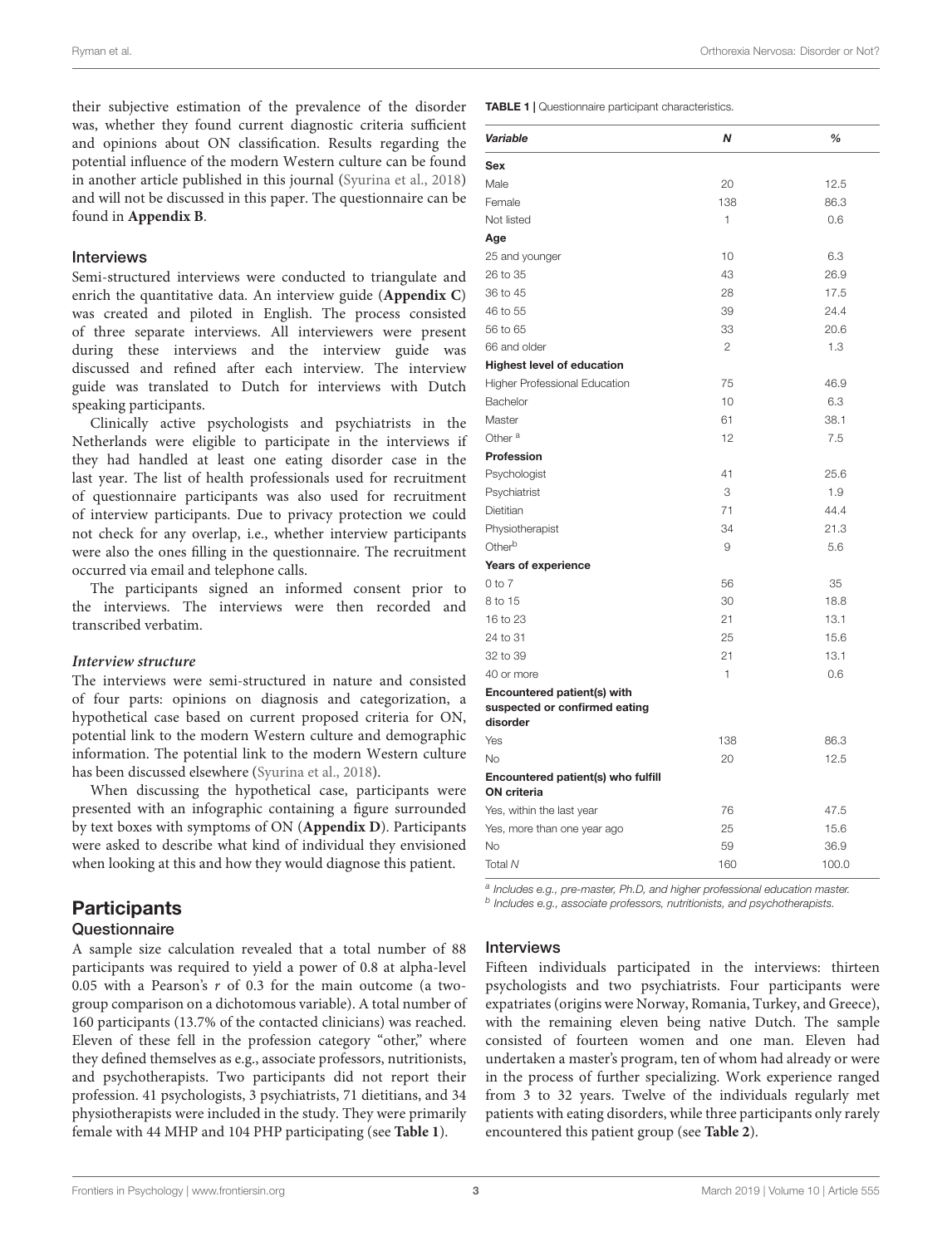their subjective estimation of the prevalence of the disorder was, whether they found current diagnostic criteria sufficient and opinions about ON classification. Results regarding the potential influence of the modern Western culture can be found in another article published in this journal (Syurina et al., 2018) and will not be discussed in this paper. The questionnaire can be found in **Appendix B**.

### Interviews

Semi-structured interviews were conducted to triangulate and enrich the quantitative data. An interview guide (**Appendix C**) was created and piloted in English. The process consisted of three separate interviews. All interviewers were present during these interviews and the interview guide was discussed and refined after each interview. The interview guide was translated to Dutch for interviews with Dutch speaking participants.

Clinically active psychologists and psychiatrists in the Netherlands were eligible to participate in the interviews if they had handled at least one eating disorder case in the last year. The list of health professionals used for recruitment of questionnaire participants was also used for recruitment of interview participants. Due to privacy protection we could not check for any overlap, i.e., whether interview participants were also the ones filling in the questionnaire. The recruitment occurred via email and telephone calls.

The participants signed an informed consent prior to the interviews. The interviews were then recorded and transcribed verbatim.

#### *Interview structure*

The interviews were semi-structured in nature and consisted of four parts: opinions on diagnosis and categorization, a hypothetical case based on current proposed criteria for ON, potential link to the modern Western culture and demographic information. The potential link to the modern Western culture has been discussed elsewhere (Syurina et al., 2018).

When discussing the hypothetical case, participants were presented with an infographic containing a figure surrounded by text boxes with symptoms of ON (**Appendix D**). Participants were asked to describe what kind of individual they envisioned when looking at this and how they would diagnose this patient.

## Participants

### Questionnaire

A sample size calculation revealed that a total number of 88 participants was required to yield a power of 0.8 at alpha-level 0.05 with a Pearson's $r$ of 0.3 for the main outcome (a two-group comparison on a dichotomous variable). A total number of 160 participants (13.7% of the contacted clinicians) was reached. Eleven of these fell in the profession category "other," where they defined themselves as e.g., associate professors, nutritionists, and psychotherapists. Two participants did not report their profession. 41 psychologists, 3 psychiatrists, 71 dietitians, and 34 physiotherapists were included in the study. They were primarily female with 44 MHP and 104 PHP participating (see **Table 1**).

**TABLE 1** | Questionnaire participant characteristics.

| *Variable* | *N* | *%* |
|---|---|---|
| **Sex** | | |
| Male | 20 | 12.5 |
| Female | 138 | 86.3 |
| Not listed | 1 | 0.6 |
| **Age** | | |
| 25 and younger | 10 | 6.3 |
| 26 to 35 | 43 | 26.9 |
| 36 to 45 | 28 | 17.5 |
| 46 to 55 | 39 | 24.4 |
| 56 to 65 | 33 | 20.6 |
| 66 and older | 2 | 1.3 |
| **Highest level of education** | | |
| Higher Professional Education | 75 | 46.9 |
| Bachelor | 10 | 6.3 |
| Master | 61 | 38.1 |
| Other [a] | 12 | 7.5 |
| **Profession** | | |
| Psychologist | 41 | 25.6 |
| Psychiatrist | 3 | 1.9 |
| Dietitian | 71 | 44.4 |
| Physiotherapist | 34 | 21.3 |
| Other[b] | 9 | 5.6 |
| **Years of experience** | | |
| 0 to 7 | 56 | 35 |
| 8 to 15 | 30 | 18.8 |
| 16 to 23 | 21 | 13.1 |
| 24 to 31 | 25 | 15.6 |
| 32 to 39 | 21 | 13.1 |
| 40 or more | 1 | 0.6 |
| **Encountered patient(s) with suspected or confirmed eating disorder** | | |
| Yes | 138 | 86.3 |
| No | 20 | 12.5 |
| **Encountered patient(s) who fulfill ON criteria** | | |
| Yes, within the last year | 76 | 47.5 |
| Yes, more than one year ago | 25 | 15.6 |
| No | 59 | 36.9 |
| Total *N* | 160 | 100.0 |

[a] *Includes e.g., pre-master, Ph.D, and higher professional education master.*
[b] *Includes e.g., associate professors, nutritionists, and psychotherapists.*

### Interviews

Fifteen individuals participated in the interviews: thirteen psychologists and two psychiatrists. Four participants were expatriates (origins were Norway, Romania, Turkey, and Greece), with the remaining eleven being native Dutch. The sample consisted of fourteen women and one man. Eleven had undertaken a master's program, ten of whom had already or were in the process of further specializing. Work experience ranged from 3 to 32 years. Twelve of the individuals regularly met patients with eating disorders, while three participants only rarely encountered this patient group (see **Table 2**).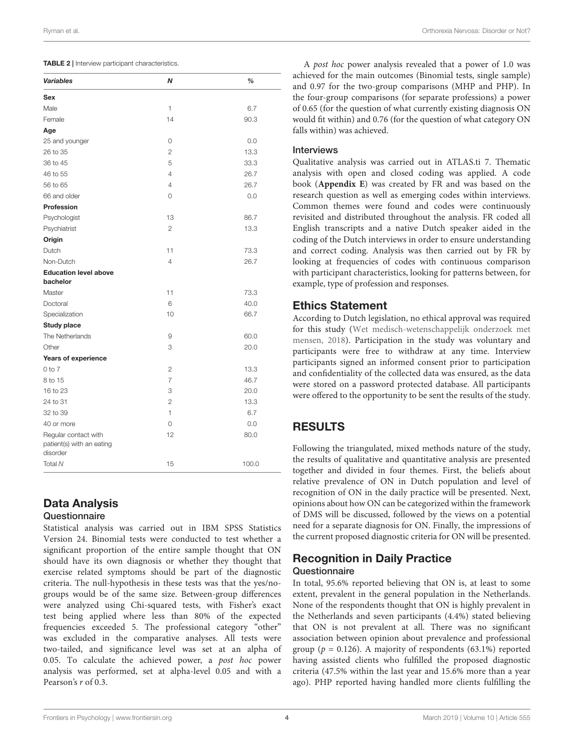**TABLE 2** | Interview participant characteristics.

| *Variables* | *N* | *%* |
|---|---|---|
| **Sex** | | |
| Male | 1 | 6.7 |
| Female | 14 | 90.3 |
| **Age** | | |
| 25 and younger | 0 | 0.0 |
| 26 to 35 | 2 | 13.3 |
| 36 to 45 | 5 | 33.3 |
| 46 to 55 | 4 | 26.7 |
| 56 to 65 | 4 | 26.7 |
| 66 and older | 0 | 0.0 |
| **Profession** | | |
| Psychologist | 13 | 86.7 |
| Psychiatrist | 2 | 13.3 |
| **Origin** | | |
| Dutch | 11 | 73.3 |
| Non-Dutch | 4 | 26.7 |
| **Education level above bachelor** | | |
| Master | 11 | 73.3 |
| Doctoral | 6 | 40.0 |
| Specialization | 10 | 66.7 |
| **Study place** | | |
| The Netherlands | 9 | 60.0 |
| Other | 3 | 20.0 |
| **Years of experience** | | |
| 0 to 7 | 2 | 13.3 |
| 8 to 15 | 7 | 46.7 |
| 16 to 23 | 3 | 20.0 |
| 24 to 31 | 2 | 13.3 |
| 32 to 39 | 1 | 6.7 |
| 40 or more | 0 | 0.0 |
| Regular contact with patient(s) with an eating disorder | 12 | 80.0 |
| Total *N* | 15 | 100.0 |

## Data Analysis

### Questionnaire

Statistical analysis was carried out in IBM SPSS Statistics Version 24. Binomial tests were conducted to test whether a significant proportion of the entire sample thought that ON should have its own diagnosis or whether they thought that exercise related symptoms should be part of the diagnostic criteria. The null-hypothesis in these tests was that the yes/no-groups would be of the same size. Between-group differences were analyzed using Chi-squared tests, with Fisher's exact test being applied where less than 80% of the expected frequencies exceeded 5. The professional category "other" was excluded in the comparative analyses. All tests were two-tailed, and significance level was set at an alpha of 0.05. To calculate the achieved power, a *post hoc* power analysis was performed, set at alpha-level 0.05 and with a Pearson's $r$ of 0.3.

A *post hoc* power analysis revealed that a power of 1.0 was achieved for the main outcomes (Binomial tests, single sample) and 0.97 for the two-group comparisons (MHP and PHP). In the four-group comparisons (for separate professions) a power of 0.65 (for the question of what currently existing diagnosis ON would fit within) and 0.76 (for the question of what category ON falls within) was achieved.

### Interviews

Qualitative analysis was carried out in ATLAS.ti 7. Thematic analysis with open and closed coding was applied. A code book (**Appendix E**) was created by FR and was based on the research question as well as emerging codes within interviews. Common themes were found and codes were continuously revisited and distributed throughout the analysis. FR coded all English transcripts and a native Dutch speaker aided in the coding of the Dutch interviews in order to ensure understanding and correct coding. Analysis was then carried out by FR by looking at frequencies of codes with continuous comparison with participant characteristics, looking for patterns between, for example, type of profession and responses.

## Ethics Statement

According to Dutch legislation, no ethical approval was required for this study (Wet medisch-wetenschappelijk onderzoek met mensen, 2018). Participation in the study was voluntary and participants were free to withdraw at any time. Interview participants signed an informed consent prior to participation and confidentiality of the collected data was ensured, as the data were stored on a password protected database. All participants were offered to the opportunity to be sent the results of the study.

# RESULTS

Following the triangulated, mixed methods nature of the study, the results of qualitative and quantitative analysis are presented together and divided in four themes. First, the beliefs about relative prevalence of ON in Dutch population and level of recognition of ON in the daily practice will be presented. Next, opinions about how ON can be categorized within the framework of DMS will be discussed, followed by the views on a potential need for a separate diagnosis for ON. Finally, the impressions of the current proposed diagnostic criteria for ON will be presented.

## Recognition in Daily Practice

### Questionnaire

In total, 95.6% reported believing that ON is, at least to some extent, prevalent in the general population in the Netherlands. None of the respondents thought that ON is highly prevalent in the Netherlands and seven participants (4.4%) stated believing that ON is not prevalent at all. There was no significant association between opinion about prevalence and professional group ($p = 0.126$). A majority of respondents (63.1%) reported having assisted clients who fulfilled the proposed diagnostic criteria (47.5% within the last year and 15.6% more than a year ago). PHP reported having handled more clients fulfilling the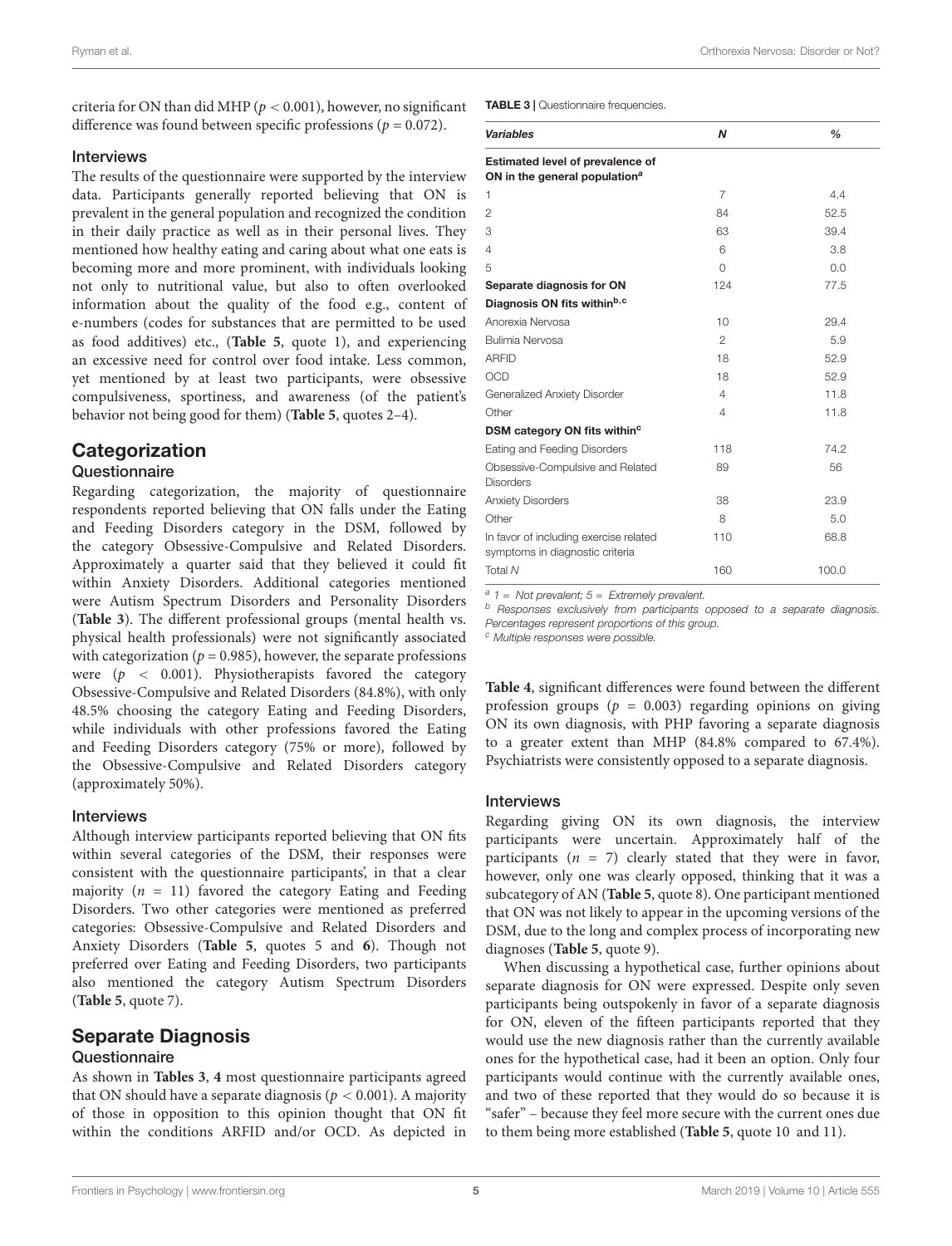criteria for ON than did MHP ($p < 0.001$), however, no significant difference was found between specific professions ($p = 0.072$).

### Interviews

The results of the questionnaire were supported by the interview data. Participants generally reported believing that ON is prevalent in the general population and recognized the condition in their daily practice as well as in their personal lives. They mentioned how healthy eating and caring about what one eats is becoming more and more prominent, with individuals looking not only to nutritional value, but also to often overlooked information about the quality of the food e.g., content of e-numbers (codes for substances that are permitted to be used as food additives) etc., (**Table 5**, quote 1), and experiencing an excessive need for control over food intake. Less common, yet mentioned by at least two participants, were obsessive compulsiveness, sportiness, and awareness (of the patient's behavior not being good for them) (**Table 5**, quotes 2–4).

## Categorization

### Questionnaire

Regarding categorization, the majority of questionnaire respondents reported believing that ON falls under the Eating and Feeding Disorders category in the DSM, followed by the category Obsessive-Compulsive and Related Disorders. Approximately a quarter said that they believed it could fit within Anxiety Disorders. Additional categories mentioned were Autism Spectrum Disorders and Personality Disorders (**Table 3**). The different professional groups (mental health vs. physical health professionals) were not significantly associated with categorization ($p = 0.985$), however, the separate professions were ($p < 0.001$). Physiotherapists favored the category Obsessive-Compulsive and Related Disorders (84.8%), with only 48.5% choosing the category Eating and Feeding Disorders, while individuals with other professions favored the Eating and Feeding Disorders category (75% or more), followed by the Obsessive-Compulsive and Related Disorders category (approximately 50%).

### Interviews

Although interview participants reported believing that ON fits within several categories of the DSM, their responses were consistent with the questionnaire participants', in that a clear majority ($n = 11$) favored the category Eating and Feeding Disorders. Two other categories were mentioned as preferred categories: Obsessive-Compulsive and Related Disorders and Anxiety Disorders (**Table 5**, quotes 5 and **6**). Though not preferred over Eating and Feeding Disorders, two participants also mentioned the category Autism Spectrum Disorders (**Table 5**, quote 7).

## Separate Diagnosis

### Questionnaire

As shown in **Tables 3**, **4** most questionnaire participants agreed that ON should have a separate diagnosis ($p < 0.001$). A majority of those in opposition to this opinion thought that ON fit within the conditions ARFID and/or OCD. As depicted in **Table 4**, significant differences were found between the different profession groups ($p = 0.003$) regarding opinions on giving ON its own diagnosis, with PHP favoring a separate diagnosis to a greater extent than MHP (84.8% compared to 67.4%). Psychiatrists were consistently opposed to a separate diagnosis.

**TABLE 3 |** Questionnaire frequencies.

| *Variables* | *N* | *%* |
|---|---|---|
| **Estimated level of prevalence of ON in the general population[a]** | | |
| 1 | 7 | 4.4 |
| 2 | 84 | 52.5 |
| 3 | 63 | 39.4 |
| 4 | 6 | 3.8 |
| 5 | 0 | 0.0 |
| **Separate diagnosis for ON** | 124 | 77.5 |
| **Diagnosis ON fits within[b,c]** | | |
| Anorexia Nervosa | 10 | 29.4 |
| Bulimia Nervosa | 2 | 5.9 |
| ARFID | 18 | 52.9 |
| OCD | 18 | 52.9 |
| Generalized Anxiety Disorder | 4 | 11.8 |
| Other | 4 | 11.8 |
| **DSM category ON fits within[c]** | | |
| Eating and Feeding Disorders | 118 | 74.2 |
| Obsessive-Compulsive and Related Disorders | 89 | 56 |
| Anxiety Disorders | 38 | 23.9 |
| Other | 8 | 5.0 |
| In favor of including exercise related symptoms in diagnostic criteria | 110 | 68.8 |
| Total *N* | 160 | 100.0 |

[a] *1 = Not prevalent; 5 = Extremely prevalent.*
[b] *Responses exclusively from participants opposed to a separate diagnosis. Percentages represent proportions of this group.*
[c] *Multiple responses were possible.*

### Interviews

Regarding giving ON its own diagnosis, the interview participants were uncertain. Approximately half of the participants ($n = 7$) clearly stated that they were in favor, however, only one was clearly opposed, thinking that it was a subcategory of AN (**Table 5**, quote 8). One participant mentioned that ON was not likely to appear in the upcoming versions of the DSM, due to the long and complex process of incorporating new diagnoses (**Table 5**, quote 9).

When discussing a hypothetical case, further opinions about separate diagnosis for ON were expressed. Despite only seven participants being outspokenly in favor of a separate diagnosis for ON, eleven of the fifteen participants reported that they would use the new diagnosis rather than the currently available ones for the hypothetical case, had it been an option. Only four participants would continue with the currently available ones, and two of these reported that they would do so because it is "safer" – because they feel more secure with the current ones due to them being more established (**Table 5**, quote 10 and 11).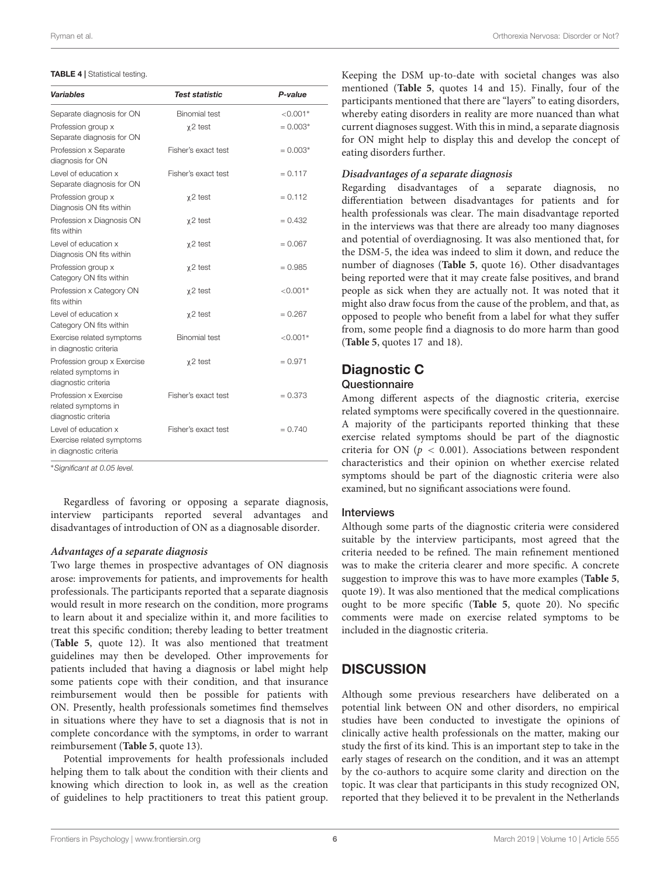**TABLE 4 |** Statistical testing.

| Variables | Test statistic | P-value |
|---|---|---|
| Separate diagnosis for ON | Binomial test | <0.001* |
| Profession group x Separate diagnosis for ON | $\chi 2$ test | = 0.003* |
| Profession x Separate diagnosis for ON | Fisher's exact test | = 0.003* |
| Level of education x Separate diagnosis for ON | Fisher's exact test | = 0.117 |
| Profession group x Diagnosis ON fits within | $\chi 2$ test | = 0.112 |
| Profession x Diagnosis ON fits within | $\chi 2$ test | = 0.432 |
| Level of education x Diagnosis ON fits within | $\chi 2$ test | = 0.067 |
| Profession group x Category ON fits within | $\chi 2$ test | = 0.985 |
| Profession x Category ON fits within | $\chi 2$ test | <0.001* |
| Level of education x Category ON fits within | $\chi 2$ test | = 0.267 |
| Exercise related symptoms in diagnostic criteria | Binomial test | <0.001* |
| Profession group x Exercise related symptoms in diagnostic criteria | $\chi 2$ test | = 0.971 |
| Profession x Exercise related symptoms in diagnostic criteria | Fisher's exact test | = 0.373 |
| Level of education x Exercise related symptoms in diagnostic criteria | Fisher's exact test | = 0.740 |

*Significant at 0.05 level.

Regardless of favoring or opposing a separate diagnosis, interview participants reported several advantages and disadvantages of introduction of ON as a diagnosable disorder.

#### *Advantages of a separate diagnosis*

Two large themes in prospective advantages of ON diagnosis arose: improvements for patients, and improvements for health professionals. The participants reported that a separate diagnosis would result in more research on the condition, more programs to learn about it and specialize within it, and more facilities to treat this specific condition; thereby leading to better treatment (**Table 5**, quote 12). It was also mentioned that treatment guidelines may then be developed. Other improvements for patients included that having a diagnosis or label might help some patients cope with their condition, and that insurance reimbursement would then be possible for patients with ON. Presently, health professionals sometimes find themselves in situations where they have to set a diagnosis that is not in complete concordance with the symptoms, in order to warrant reimbursement (**Table 5**, quote 13).

Potential improvements for health professionals included helping them to talk about the condition with their clients and knowing which direction to look in, as well as the creation of guidelines to help practitioners to treat this patient group. Keeping the DSM up-to-date with societal changes was also mentioned (**Table 5**, quotes 14 and 15). Finally, four of the participants mentioned that there are "layers" to eating disorders, whereby eating disorders in reality are more nuanced than what current diagnoses suggest. With this in mind, a separate diagnosis for ON might help to display this and develop the concept of eating disorders further.

#### *Disadvantages of a separate diagnosis*

Regarding disadvantages of a separate diagnosis, no differentiation between disadvantages for patients and for health professionals was clear. The main disadvantage reported in the interviews was that there are already too many diagnoses and potential of overdiagnosing. It was also mentioned that, for the DSM-5, the idea was indeed to slim it down, and reduce the number of diagnoses (**Table 5**, quote 16). Other disadvantages being reported were that it may create false positives, and brand people as sick when they are actually not. It was noted that it might also draw focus from the cause of the problem, and that, as opposed to people who benefit from a label for what they suffer from, some people find a diagnosis to do more harm than good (**Table 5**, quotes 17 and 18).

## Diagnostic C

### Questionnaire

Among different aspects of the diagnostic criteria, exercise related symptoms were specifically covered in the questionnaire. A majority of the participants reported thinking that these exercise related symptoms should be part of the diagnostic criteria for ON ($p < 0.001$). Associations between respondent characteristics and their opinion on whether exercise related symptoms should be part of the diagnostic criteria were also examined, but no significant associations were found.

### Interviews

Although some parts of the diagnostic criteria were considered suitable by the interview participants, most agreed that the criteria needed to be refined. The main refinement mentioned was to make the criteria clearer and more specific. A concrete suggestion to improve this was to have more examples (**Table 5**, quote 19). It was also mentioned that the medical complications ought to be more specific (**Table 5**, quote 20). No specific comments were made on exercise related symptoms to be included in the diagnostic criteria.

## DISCUSSION

Although some previous researchers have deliberated on a potential link between ON and other disorders, no empirical studies have been conducted to investigate the opinions of clinically active health professionals on the matter, making our study the first of its kind. This is an important step to take in the early stages of research on the condition, and it was an attempt by the co-authors to acquire some clarity and direction on the topic. It was clear that participants in this study recognized ON, reported that they believed it to be prevalent in the Netherlands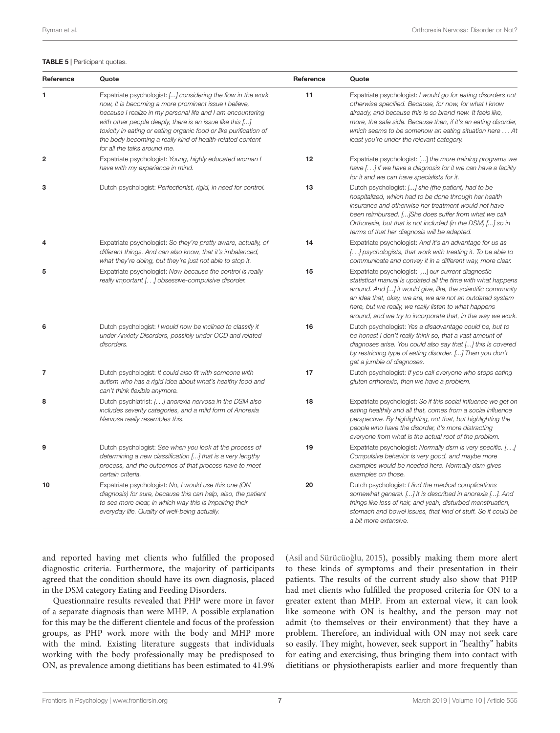**TABLE 5 |** Participant quotes.

| Reference | Quote | Reference | Quote |
|---|---|---|---|
| 1 | Expatriate psychologist: *[...] considering the flow in the work now, it is becoming a more prominent issue I believe, because I realize in my personal life and I am encountering with other people deeply, there is an issue like this [...] toxicity in eating or eating organic food or like purification of the body becoming a really kind of health-related content for all the talks around me.* | 11 | Expatriate psychologist: *I would go for eating disorders not otherwise specified. Because, for now, for what I know already, and because this is so brand new. It feels like, more, the safe side. Because then, if it's an eating disorder, which seems to be somehow an eating situation here . . . At least you're under the relevant category.* |
| 2 | Expatriate psychologist: *Young, highly educated woman I have with my experience in mind.* | 12 | Expatriate psychologist: [...] *the more training programs we have [. . .] if we have a diagnosis for it we can have a facility for it and we can have specialists for it.* |
| 3 | Dutch psychologist: *Perfectionist, rigid, in need for control.* | 13 | Dutch psychologist: *[...] she (the patient) had to be hospitalized, which had to be done through her health insurance and otherwise her treatment would not have been reimbursed. [...]She does suffer from what we call Orthorexia, but that is not included (in the DSM) [...] so in terms of that her diagnosis will be adapted.* |
| 4 | Expatriate psychologist: *So they're pretty aware, actually, of different things. And can also know, that it's imbalanced, what they're doing, but they're just not able to stop it.* | 14 | Expatriate psychologist: *And it's an advantage for us as [. . .] psychologists, that work with treating it. To be able to communicate and convey it in a different way, more clear.* |
| 5 | Expatriate psychologist: *Now because the control is really really important [. . .] obsessive-compulsive disorder.* | 15 | Expatriate psychologist: [...] *our current diagnostic statistical manual is updated all the time with what happens around. And [...] it would give, like, the scientific community an idea that, okay, we are, we are not an outdated system here, but we really, we really listen to what happens around, and we try to incorporate that, in the way we work.* |
| 6 | Dutch psychologist: *I would now be inclined to classify it under Anxiety Disorders, possibly under OCD and related disorders.* | 16 | Dutch psychologist: *Yes a disadvantage could be, but to be honest I don't really think so, that a vast amount of diagnoses arise. You could also say that [...] this is covered by restricting type of eating disorder. [...] Then you don't get a jumble of diagnoses.* |
| 7 | Dutch psychologist: *It could also fit with someone with autism who has a rigid idea about what's healthy food and can't think flexible anymore.* | 17 | Dutch psychologist: *If you call everyone who stops eating gluten orthorexic, then we have a problem.* |
| 8 | Dutch psychiatrist: *[. . .] anorexia nervosa in the DSM also includes severity categories, and a mild form of Anorexia Nervosa really resembles this.* | 18 | Expatriate psychologist: *So if this social influence we get on eating healthily and all that, comes from a social influence perspective. By highlighting, not that, but highlighting the people who have the disorder, it's more distracting everyone from what is the actual root of the problem.* |
| 9 | Dutch psychologist: *See when you look at the process of determining a new classification [...] that is a very lengthy process, and the outcomes of that process have to meet certain criteria.* | 19 | Expatriate psychologist: *Normally dsm is very specific. [. . .] Compulsive behavior is very good, and maybe more examples would be needed here. Normally dsm gives examples on those.* |
| 10 | Expatriate psychologist: *No, I would use this one (ON diagnosis) for sure, because this can help, also, the patient to see more clear, in which way this is impairing their everyday life. Quality of well-being actually.* | 20 | Dutch psychologist: *I find the medical complications somewhat general. [...] It is described in anorexia [...]. And things like loss of hair, and yeah, disturbed menstruation, stomach and bowel issues, that kind of stuff. So it could be a bit more extensive.* |

and reported having met clients who fulfilled the proposed diagnostic criteria. Furthermore, the majority of participants agreed that the condition should have its own diagnosis, placed in the DSM category Eating and Feeding Disorders.

Questionnaire results revealed that PHP were more in favor of a separate diagnosis than were MHP. A possible explanation for this may be the different clientele and focus of the profession groups, as PHP work more with the body and MHP more with the mind. Existing literature suggests that individuals working with the body professionally may be predisposed to ON, as prevalence among dietitians has been estimated to 41.9% (Asil and Sürücüoğlu, 2015), possibly making them more alert to these kinds of symptoms and their presentation in their patients. The results of the current study also show that PHP had met clients who fulfilled the proposed criteria for ON to a greater extent than MHP. From an external view, it can look like someone with ON is healthy, and the person may not admit (to themselves or their environment) that they have a problem. Therefore, an individual with ON may not seek care so easily. They might, however, seek support in "healthy" habits for eating and exercising, thus bringing them into contact with dietitians or physiotherapists earlier and more frequently than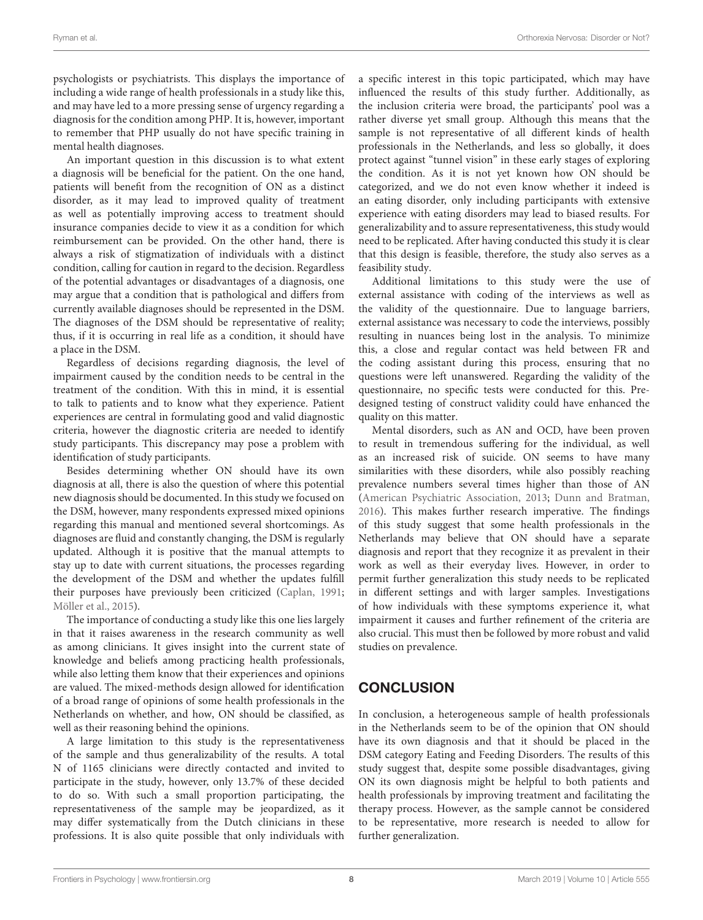psychologists or psychiatrists. This displays the importance of including a wide range of health professionals in a study like this, and may have led to a more pressing sense of urgency regarding a diagnosis for the condition among PHP. It is, however, important to remember that PHP usually do not have specific training in mental health diagnoses.

An important question in this discussion is to what extent a diagnosis will be beneficial for the patient. On the one hand, patients will benefit from the recognition of ON as a distinct disorder, as it may lead to improved quality of treatment as well as potentially improving access to treatment should insurance companies decide to view it as a condition for which reimbursement can be provided. On the other hand, there is always a risk of stigmatization of individuals with a distinct condition, calling for caution in regard to the decision. Regardless of the potential advantages or disadvantages of a diagnosis, one may argue that a condition that is pathological and differs from currently available diagnoses should be represented in the DSM. The diagnoses of the DSM should be representative of reality; thus, if it is occurring in real life as a condition, it should have a place in the DSM.

Regardless of decisions regarding diagnosis, the level of impairment caused by the condition needs to be central in the treatment of the condition. With this in mind, it is essential to talk to patients and to know what they experience. Patient experiences are central in formulating good and valid diagnostic criteria, however the diagnostic criteria are needed to identify study participants. This discrepancy may pose a problem with identification of study participants.

Besides determining whether ON should have its own diagnosis at all, there is also the question of where this potential new diagnosis should be documented. In this study we focused on the DSM, however, many respondents expressed mixed opinions regarding this manual and mentioned several shortcomings. As diagnoses are fluid and constantly changing, the DSM is regularly updated. Although it is positive that the manual attempts to stay up to date with current situations, the processes regarding the development of the DSM and whether the updates fulfill their purposes have previously been criticized (Caplan, 1991; Möller et al., 2015).

The importance of conducting a study like this one lies largely in that it raises awareness in the research community as well as among clinicians. It gives insight into the current state of knowledge and beliefs among practicing health professionals, while also letting them know that their experiences and opinions are valued. The mixed-methods design allowed for identification of a broad range of opinions of some health professionals in the Netherlands on whether, and how, ON should be classified, as well as their reasoning behind the opinions.

A large limitation to this study is the representativeness of the sample and thus generalizability of the results. A total N of 1165 clinicians were directly contacted and invited to participate in the study, however, only 13.7% of these decided to do so. With such a small proportion participating, the representativeness of the sample may be jeopardized, as it may differ systematically from the Dutch clinicians in these professions. It is also quite possible that only individuals with a specific interest in this topic participated, which may have influenced the results of this study further. Additionally, as the inclusion criteria were broad, the participants' pool was a rather diverse yet small group. Although this means that the sample is not representative of all different kinds of health professionals in the Netherlands, and less so globally, it does protect against "tunnel vision" in these early stages of exploring the condition. As it is not yet known how ON should be categorized, and we do not even know whether it indeed is an eating disorder, only including participants with extensive experience with eating disorders may lead to biased results. For generalizability and to assure representativeness, this study would need to be replicated. After having conducted this study it is clear that this design is feasible, therefore, the study also serves as a feasibility study.

Additional limitations to this study were the use of external assistance with coding of the interviews as well as the validity of the questionnaire. Due to language barriers, external assistance was necessary to code the interviews, possibly resulting in nuances being lost in the analysis. To minimize this, a close and regular contact was held between FR and the coding assistant during this process, ensuring that no questions were left unanswered. Regarding the validity of the questionnaire, no specific tests were conducted for this. Pre-designed testing of construct validity could have enhanced the quality on this matter.

Mental disorders, such as AN and OCD, have been proven to result in tremendous suffering for the individual, as well as an increased risk of suicide. ON seems to have many similarities with these disorders, while also possibly reaching prevalence numbers several times higher than those of AN (American Psychiatric Association, 2013; Dunn and Bratman, 2016). This makes further research imperative. The findings of this study suggest that some health professionals in the Netherlands may believe that ON should have a separate diagnosis and report that they recognize it as prevalent in their work as well as their everyday lives. However, in order to permit further generalization this study needs to be replicated in different settings and with larger samples. Investigations of how individuals with these symptoms experience it, what impairment it causes and further refinement of the criteria are also crucial. This must then be followed by more robust and valid studies on prevalence.

## CONCLUSION

In conclusion, a heterogeneous sample of health professionals in the Netherlands seem to be of the opinion that ON should have its own diagnosis and that it should be placed in the DSM category Eating and Feeding Disorders. The results of this study suggest that, despite some possible disadvantages, giving ON its own diagnosis might be helpful to both patients and health professionals by improving treatment and facilitating the therapy process. However, as the sample cannot be considered to be representative, more research is needed to allow for further generalization.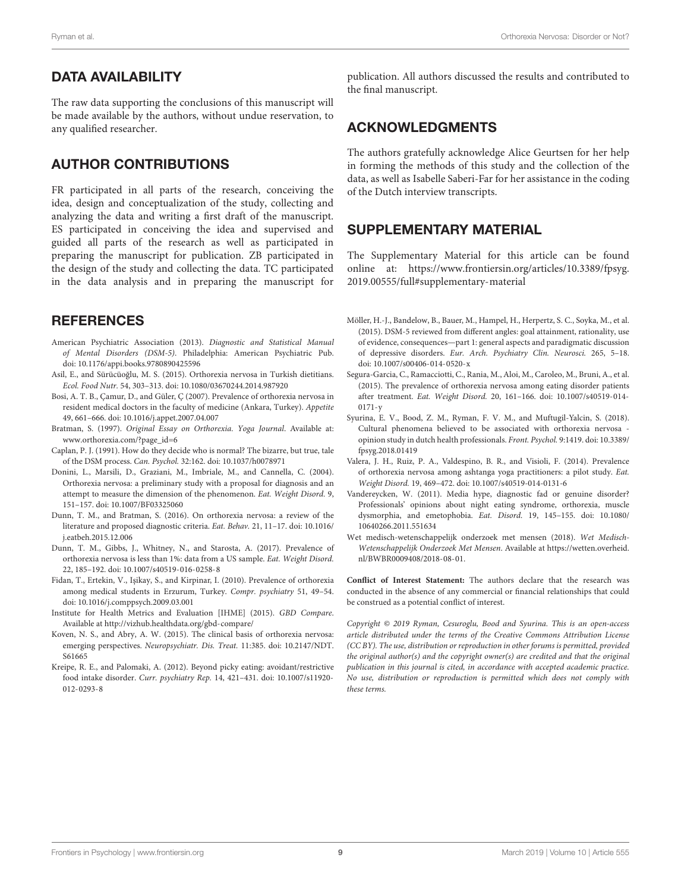## DATA AVAILABILITY

The raw data supporting the conclusions of this manuscript will be made available by the authors, without undue reservation, to any qualified researcher.

## AUTHOR CONTRIBUTIONS

FR participated in all parts of the research, conceiving the idea, design and conceptualization of the study, collecting and analyzing the data and writing a first draft of the manuscript. ES participated in conceiving the idea and supervised and guided all parts of the research as well as participated in preparing the manuscript for publication. ZB participated in the design of the study and collecting the data. TC participated in the data analysis and in preparing the manuscript for publication. All authors discussed the results and contributed to the final manuscript.

## ACKNOWLEDGMENTS

The authors gratefully acknowledge Alice Geurtsen for her help in forming the methods of this study and the collection of the data, as well as Isabelle Saberi-Far for her assistance in the coding of the Dutch interview transcripts.

## SUPPLEMENTARY MATERIAL

The Supplementary Material for this article can be found online at: https://www.frontiersin.org/articles/10.3389/fpsyg.2019.00555/full#supplementary-material

## REFERENCES

American Psychiatric Association (2013). *Diagnostic and Statistical Manual of Mental Disorders (DSM-5)*. Philadelphia: American Psychiatric Pub. doi: 10.1176/appi.books.9780890425596

Asil, E., and Sürücüoğlu, M. S. (2015). Orthorexia nervosa in Turkish dietitians. *Ecol. Food Nutr.* 54, 303–313. doi: 10.1080/03670244.2014.987920

Bosi, A. T. B., Çamur, D., and Güler, Ç (2007). Prevalence of orthorexia nervosa in resident medical doctors in the faculty of medicine (Ankara, Turkey). *Appetite* 49, 661–666. doi: 10.1016/j.appet.2007.04.007

Bratman, S. (1997). *Original Essay on Orthorexia. Yoga Journal*. Available at: www.orthorexia.com/?page_id=6

Caplan, P. J. (1991). How do they decide who is normal? The bizarre, but true, tale of the DSM process. *Can. Psychol.* 32:162. doi: 10.1037/h0078971

Donini, L., Marsili, D., Graziani, M., Imbriale, M., and Cannella, C. (2004). Orthorexia nervosa: a preliminary study with a proposal for diagnosis and an attempt to measure the dimension of the phenomenon. *Eat. Weight Disord.* 9, 151–157. doi: 10.1007/BF03325060

Dunn, T. M., and Bratman, S. (2016). On orthorexia nervosa: a review of the literature and proposed diagnostic criteria. *Eat. Behav.* 21, 11–17. doi: 10.1016/j.eatbeh.2015.12.006

Dunn, T. M., Gibbs, J., Whitney, N., and Starosta, A. (2017). Prevalence of orthorexia nervosa is less than 1%: data from a US sample. *Eat. Weight Disord.* 22, 185–192. doi: 10.1007/s40519-016-0258-8

Fidan, T., Ertekin, V., Işikay, S., and Kirpinar, I. (2010). Prevalence of orthorexia among medical students in Erzurum, Turkey. *Compr. psychiatry* 51, 49–54. doi: 10.1016/j.comppsych.2009.03.001

Institute for Health Metrics and Evaluation [IHME] (2015). *GBD Compare*. Available at http://vizhub.healthdata.org/gbd-compare/

Koven, N. S., and Abry, A. W. (2015). The clinical basis of orthorexia nervosa: emerging perspectives. *Neuropsychiatr. Dis. Treat.* 11:385. doi: 10.2147/NDT.S61665

Kreipe, R. E., and Palomaki, A. (2012). Beyond picky eating: avoidant/restrictive food intake disorder. *Curr. psychiatry Rep.* 14, 421–431. doi: 10.1007/s11920-012-0293-8

Möller, H.-J., Bandelow, B., Bauer, M., Hampel, H., Herpertz, S. C., Soyka, M., et al. (2015). DSM-5 reviewed from different angles: goal attainment, rationality, use of evidence, consequences—part 1: general aspects and paradigmatic discussion of depressive disorders. *Eur. Arch. Psychiatry Clin. Neurosci.* 265, 5–18. doi: 10.1007/s00406-014-0520-x

Segura-Garcia, C., Ramacciotti, C., Rania, M., Aloi, M., Caroleo, M., Bruni, A., et al. (2015). The prevalence of orthorexia nervosa among eating disorder patients after treatment. *Eat. Weight Disord.* 20, 161–166. doi: 10.1007/s40519-014-0171-y

Syurina, E. V., Bood, Z. M., Ryman, F. V. M., and Muftugil-Yalcin, S. (2018). Cultural phenomena believed to be associated with orthorexia nervosa - opinion study in dutch health professionals. *Front. Psychol.* 9:1419. doi: 10.3389/fpsyg.2018.01419

Valera, J. H., Ruiz, P. A., Valdespino, B. R., and Visioli, F. (2014). Prevalence of orthorexia nervosa among ashtanga yoga practitioners: a pilot study. *Eat. Weight Disord.* 19, 469–472. doi: 10.1007/s40519-014-0131-6

Vandereycken, W. (2011). Media hype, diagnostic fad or genuine disorder? Professionals' opinions about night eating syndrome, orthorexia, muscle dysmorphia, and emetophobia. *Eat. Disord.* 19, 145–155. doi: 10.1080/10640266.2011.551634

Wet medisch-wetenschappelijk onderzoek met mensen (2018). *Wet Medisch-Wetenschappelijk Onderzoek Met Mensen*. Available at https://wetten.overheid.nl/BWBR0009408/2018-08-01.

**Conflict of Interest Statement:** The authors declare that the research was conducted in the absence of any commercial or financial relationships that could be construed as a potential conflict of interest.

*Copyright © 2019 Ryman, Cesuroglu, Bood and Syurina. This is an open-access article distributed under the terms of the Creative Commons Attribution License (CC BY). The use, distribution or reproduction in other forums is permitted, provided the original author(s) and the copyright owner(s) are credited and that the original publication in this journal is cited, in accordance with accepted academic practice. No use, distribution or reproduction is permitted which does not comply with these terms.*